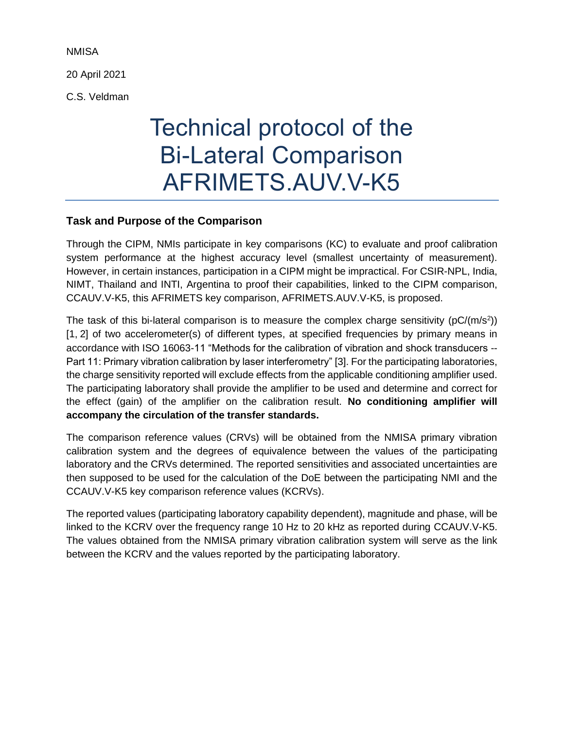NMISA

20 April 2021

C.S. Veldman

# Technical protocol of the Bi-Lateral Comparison AFRIMETS.AUV.V-K5

## Task and Purpose of the Comparison

Through the CIPM, NMIs participate in key comparisons (KC) to evaluate and proof calibration system performance at the highest accuracy level (smallest uncertainty of measurement). However, in certain instances, participation in a CIPM might be impractical. For CSIR-NPL, India, NIMT, Thailand and INTI, Argentina to proof their capabilities, linked to the CIPM comparison, CCAUV.V-K5, this AFRIMETS key comparison, AFRIMETS.AUV.V-K5, is proposed.

The task of this bi-lateral comparison is to measure the complex charge sensitivity (pC/(m/s$^2$)) [1, 2] of two accelerometer(s) of different types, at specified frequencies by primary means in accordance with ISO 16063-11 "Methods for the calibration of vibration and shock transducers -- Part 11: Primary vibration calibration by laser interferometry" [3]. For the participating laboratories, the charge sensitivity reported will exclude effects from the applicable conditioning amplifier used. The participating laboratory shall provide the amplifier to be used and determine and correct for the effect (gain) of the amplifier on the calibration result. **No conditioning amplifier will accompany the circulation of the transfer standards.**

The comparison reference values (CRVs) will be obtained from the NMISA primary vibration calibration system and the degrees of equivalence between the values of the participating laboratory and the CRVs determined. The reported sensitivities and associated uncertainties are then supposed to be used for the calculation of the DoE between the participating NMI and the CCAUV.V-K5 key comparison reference values (KCRVs).

The reported values (participating laboratory capability dependent), magnitude and phase, will be linked to the KCRV over the frequency range 10 Hz to 20 kHz as reported during CCAUV.V-K5. The values obtained from the NMISA primary vibration calibration system will serve as the link between the KCRV and the values reported by the participating laboratory.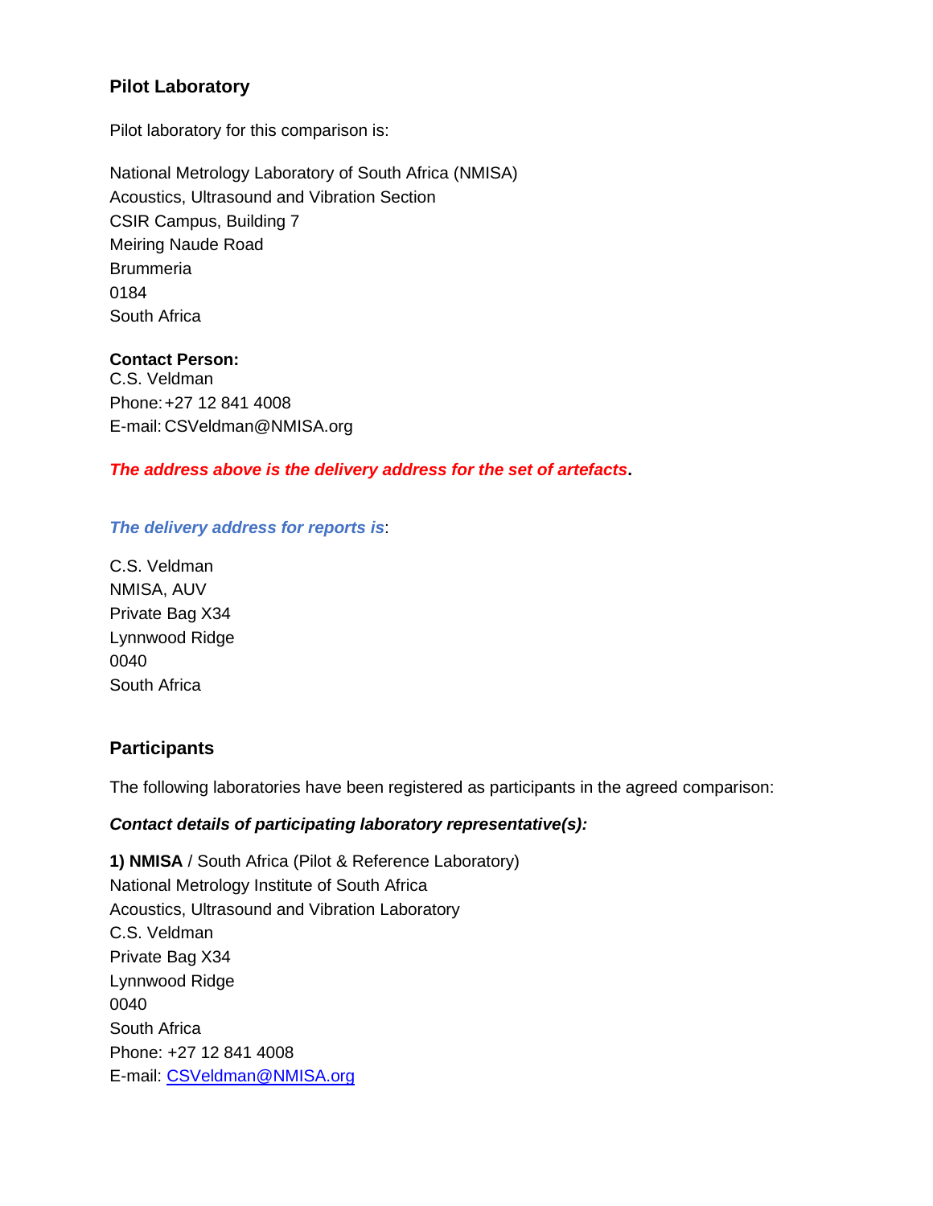## Pilot Laboratory

Pilot laboratory for this comparison is:

National Metrology Laboratory of South Africa (NMISA)
Acoustics, Ultrasound and Vibration Section
CSIR Campus, Building 7
Meiring Naude Road
Brummeria
0184
South Africa

**Contact Person:**
C.S. Veldman
Phone: +27 12 841 4008
E-mail: CSVeldman@NMISA.org

***The address above is the delivery address for the set of artefacts*.**

***The delivery address for reports is***:

C.S. Veldman
NMISA, AUV
Private Bag X34
Lynnwood Ridge
0040
South Africa

## Participants

The following laboratories have been registered as participants in the agreed comparison:

***Contact details of participating laboratory representative(s):***

**1) NMISA** / South Africa (Pilot & Reference Laboratory)
National Metrology Institute of South Africa
Acoustics, Ultrasound and Vibration Laboratory
C.S. Veldman
Private Bag X34
Lynnwood Ridge
0040
South Africa
Phone: +27 12 841 4008
E-mail: CSVeldman@NMISA.org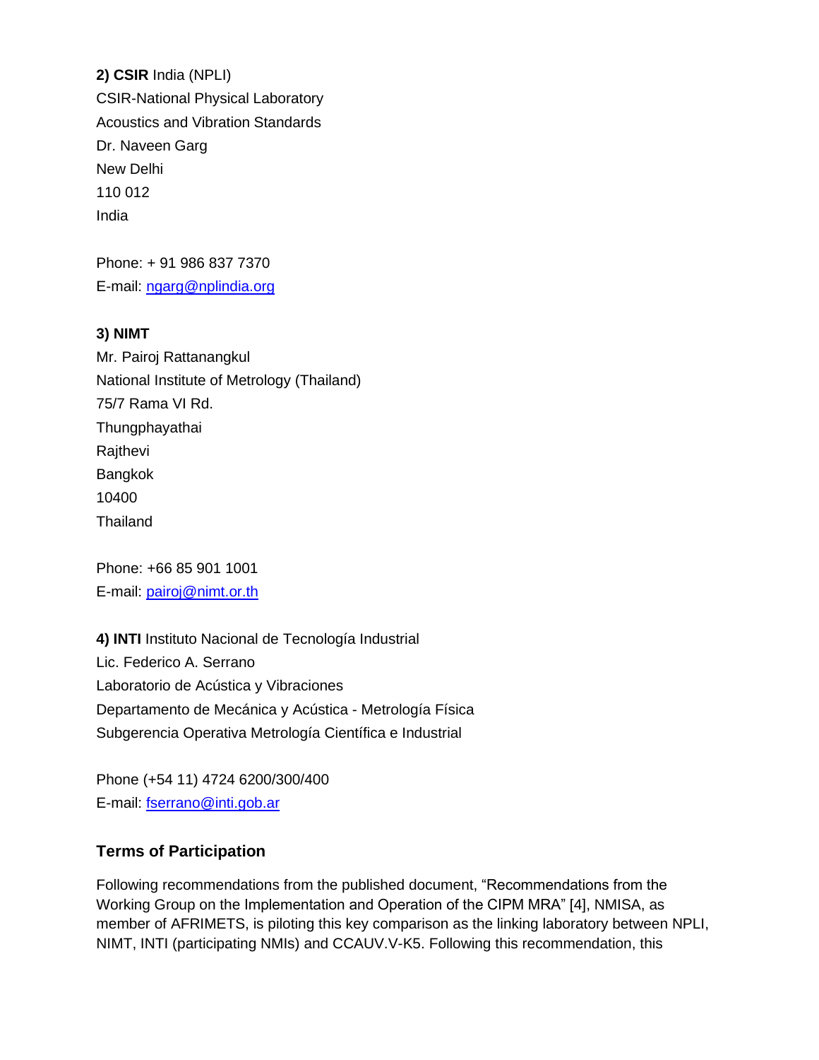**2) CSIR** India (NPLI)
CSIR-National Physical Laboratory
Acoustics and Vibration Standards
Dr. Naveen Garg
New Delhi
110 012
India

Phone: + 91 986 837 7370
E-mail: ngarg@nplindia.org

**3) NIMT**
Mr. Pairoj Rattanangkul
National Institute of Metrology (Thailand)
75/7 Rama VI Rd.
Thungphayathai
Rajthevi
Bangkok
10400
Thailand

Phone: +66 85 901 1001
E-mail: pairoj@nimt.or.th

**4) INTI** Instituto Nacional de Tecnología Industrial
Lic. Federico A. Serrano
Laboratorio de Acústica y Vibraciones
Departamento de Mecánica y Acústica - Metrología Física
Subgerencia Operativa Metrología Científica e Industrial

Phone (+54 11) 4724 6200/300/400
E-mail: fserrano@inti.gob.ar

## Terms of Participation

Following recommendations from the published document, "Recommendations from the Working Group on the Implementation and Operation of the CIPM MRA" [4], NMISA, as member of AFRIMETS, is piloting this key comparison as the linking laboratory between NPLI, NIMT, INTI (participating NMIs) and CCAUV.V-K5. Following this recommendation, this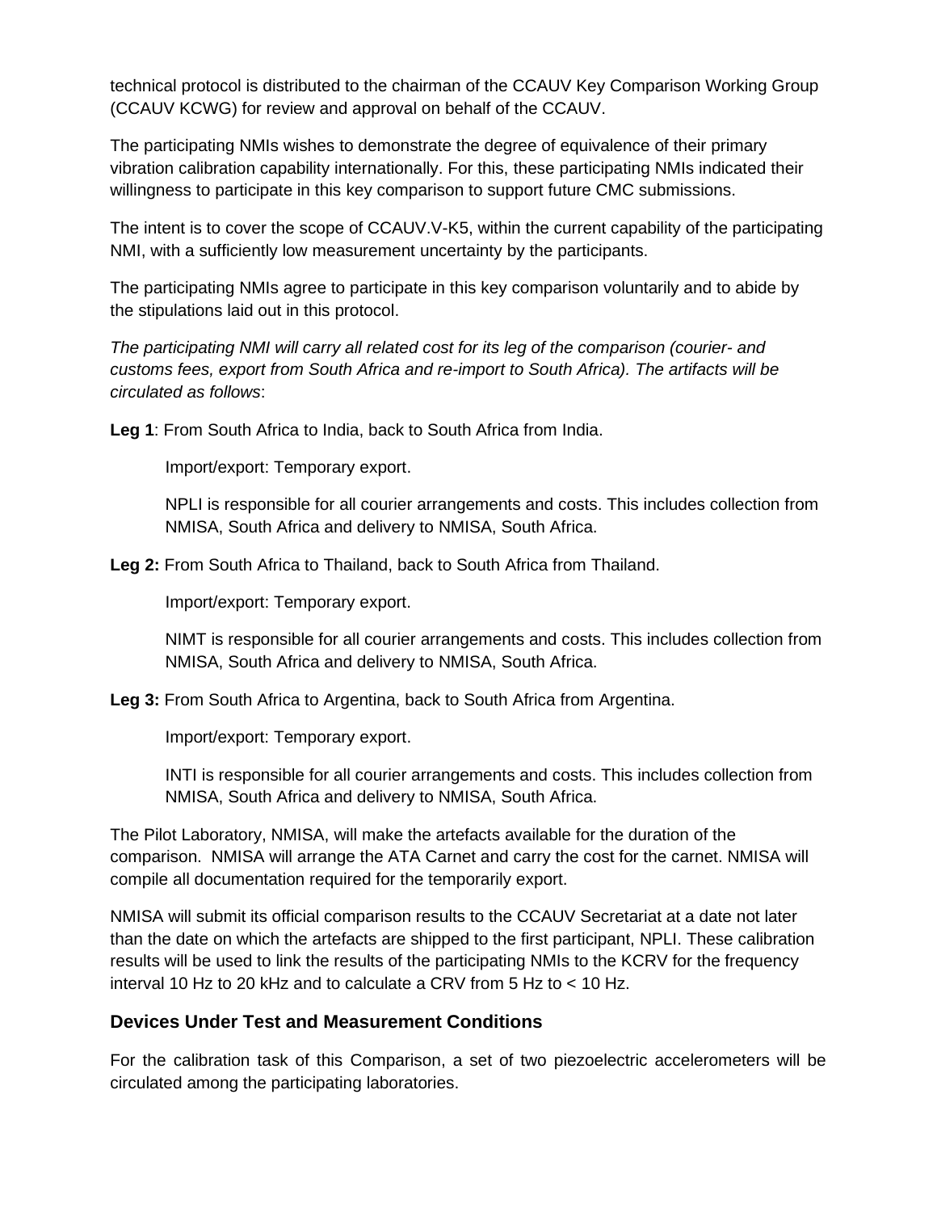technical protocol is distributed to the chairman of the CCAUV Key Comparison Working Group (CCAUV KCWG) for review and approval on behalf of the CCAUV.

The participating NMIs wishes to demonstrate the degree of equivalence of their primary vibration calibration capability internationally. For this, these participating NMIs indicated their willingness to participate in this key comparison to support future CMC submissions.

The intent is to cover the scope of CCAUV.V-K5, within the current capability of the participating NMI, with a sufficiently low measurement uncertainty by the participants.

The participating NMIs agree to participate in this key comparison voluntarily and to abide by the stipulations laid out in this protocol.

*The participating NMI will carry all related cost for its leg of the comparison (courier- and customs fees, export from South Africa and re-import to South Africa). The artifacts will be circulated as follows*:

**Leg 1**: From South Africa to India, back to South Africa from India.

Import/export: Temporary export.

NPLI is responsible for all courier arrangements and costs. This includes collection from NMISA, South Africa and delivery to NMISA, South Africa.

**Leg 2:** From South Africa to Thailand, back to South Africa from Thailand.

Import/export: Temporary export.

NIMT is responsible for all courier arrangements and costs. This includes collection from NMISA, South Africa and delivery to NMISA, South Africa.

**Leg 3:** From South Africa to Argentina, back to South Africa from Argentina.

Import/export: Temporary export.

INTI is responsible for all courier arrangements and costs. This includes collection from NMISA, South Africa and delivery to NMISA, South Africa.

The Pilot Laboratory, NMISA, will make the artefacts available for the duration of the comparison. NMISA will arrange the ATA Carnet and carry the cost for the carnet. NMISA will compile all documentation required for the temporarily export.

NMISA will submit its official comparison results to the CCAUV Secretariat at a date not later than the date on which the artefacts are shipped to the first participant, NPLI. These calibration results will be used to link the results of the participating NMIs to the KCRV for the frequency interval 10 Hz to 20 kHz and to calculate a CRV from 5 Hz to < 10 Hz.

### Devices Under Test and Measurement Conditions

For the calibration task of this Comparison, a set of two piezoelectric accelerometers will be circulated among the participating laboratories.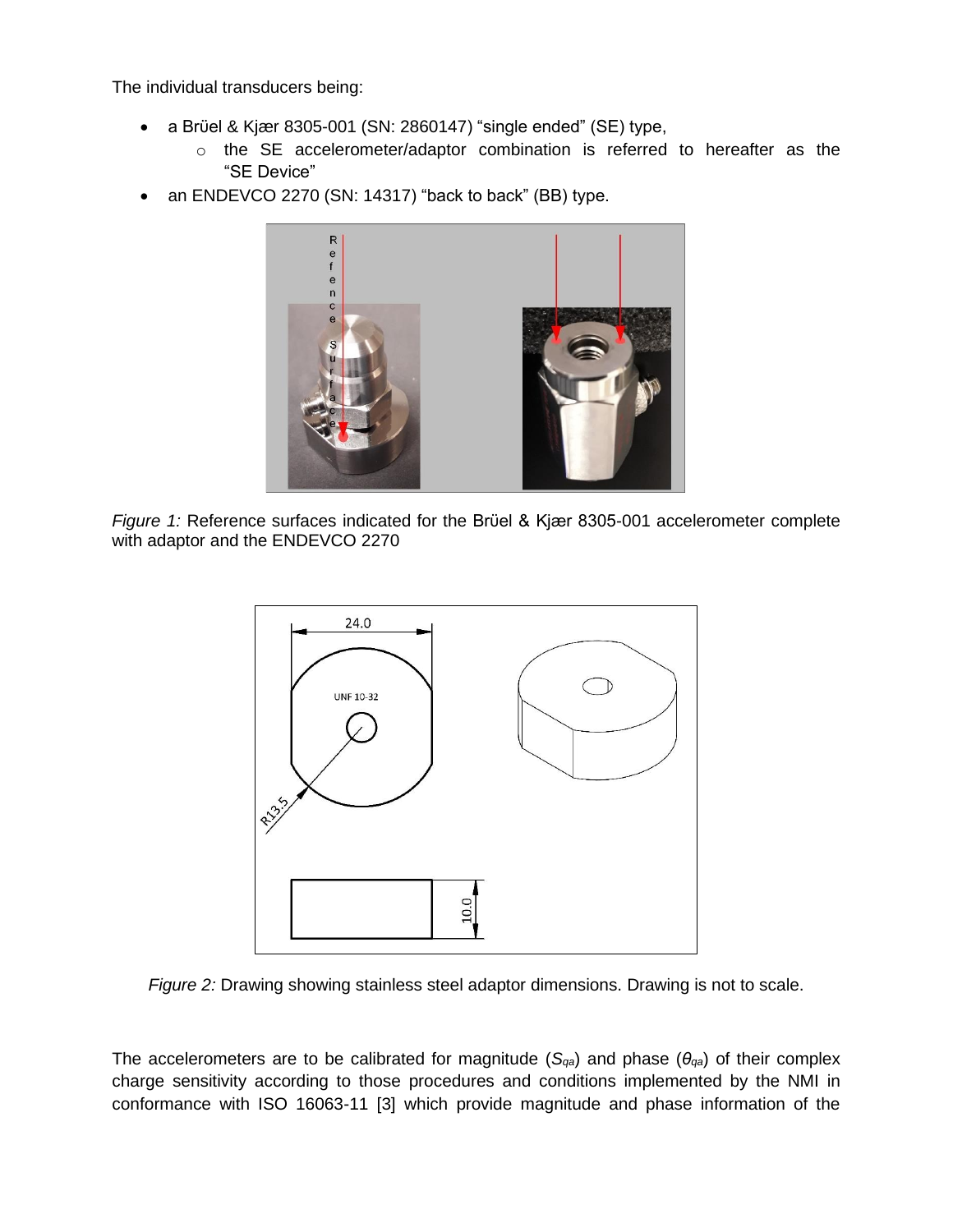The individual transducers being:

- a Brüel & Kjær 8305-001 (SN: 2860147) "single ended" (SE) type,
    - the SE accelerometer/adaptor combination is referred to hereafter as the "SE Device"
- an ENDEVCO 2270 (SN: 14317) "back to back" (BB) type.

*Figure 1:* Reference surfaces indicated for the Brüel & Kjær 8305-001 accelerometer complete with adaptor and the ENDEVCO 2270

*Figure 2:* Drawing showing stainless steel adaptor dimensions. Drawing is not to scale.

The accelerometers are to be calibrated for magnitude ($S_{qa}$) and phase ($\theta_{qa}$) of their complex charge sensitivity according to those procedures and conditions implemented by the NMI in conformance with ISO 16063-11 [3] which provide magnitude and phase information of the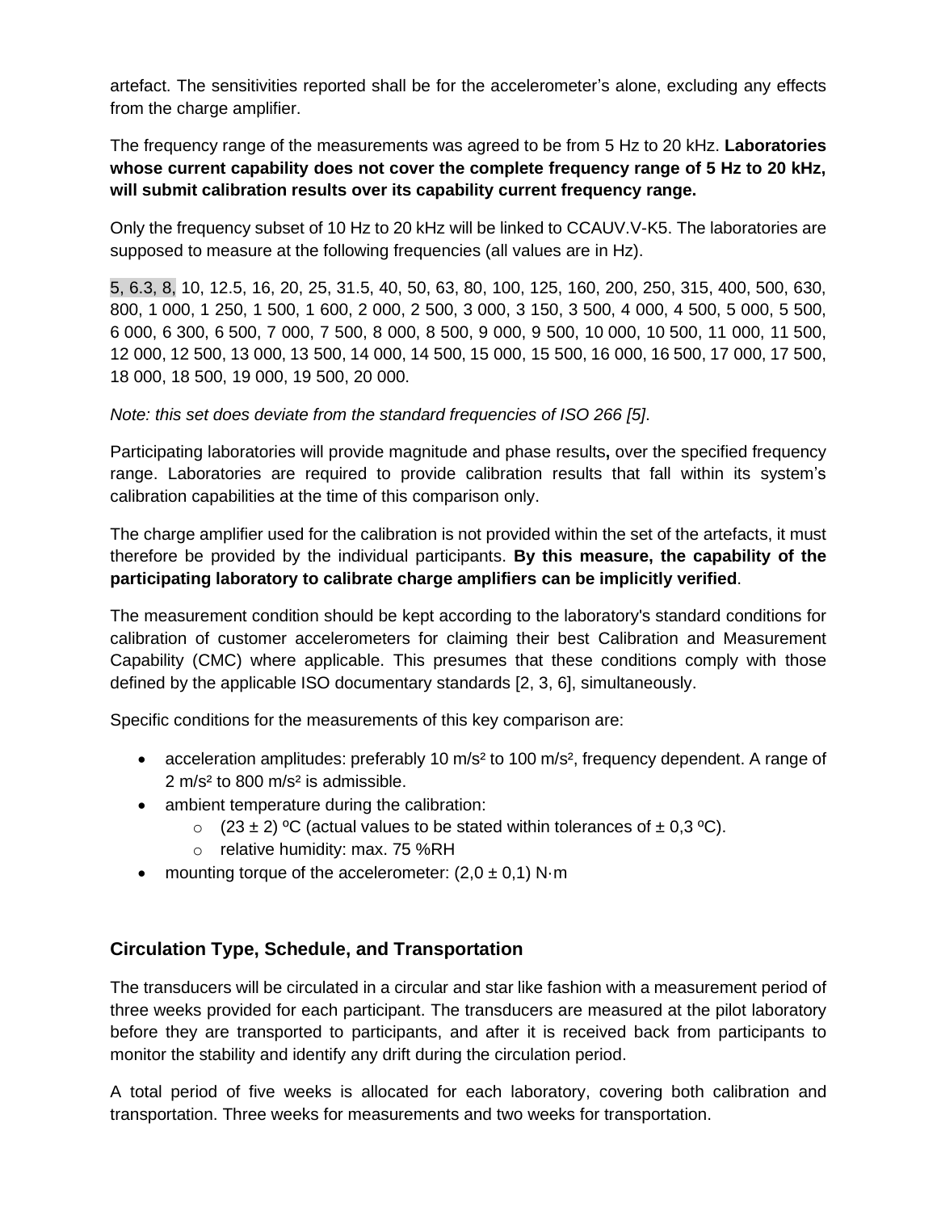artefact. The sensitivities reported shall be for the accelerometer's alone, excluding any effects from the charge amplifier.

The frequency range of the measurements was agreed to be from 5 Hz to 20 kHz. **Laboratories whose current capability does not cover the complete frequency range of 5 Hz to 20 kHz, will submit calibration results over its capability current frequency range.**

Only the frequency subset of 10 Hz to 20 kHz will be linked to CCAUV.V-K5. The laboratories are supposed to measure at the following frequencies (all values are in Hz).

5, 6.3, 8, 10, 12.5, 16, 20, 25, 31.5, 40, 50, 63, 80, 100, 125, 160, 200, 250, 315, 400, 500, 630, 800, 1 000, 1 250, 1 500, 1 600, 2 000, 2 500, 3 000, 3 150, 3 500, 4 000, 4 500, 5 000, 5 500, 6 000, 6 300, 6 500, 7 000, 7 500, 8 000, 8 500, 9 000, 9 500, 10 000, 10 500, 11 000, 11 500, 12 000, 12 500, 13 000, 13 500, 14 000, 14 500, 15 000, 15 500, 16 000, 16 500, 17 000, 17 500, 18 000, 18 500, 19 000, 19 500, 20 000.

*Note: this set does deviate from the standard frequencies of ISO 266 [5].*

Participating laboratories will provide magnitude and phase results**,** over the specified frequency range. Laboratories are required to provide calibration results that fall within its system's calibration capabilities at the time of this comparison only.

The charge amplifier used for the calibration is not provided within the set of the artefacts, it must therefore be provided by the individual participants. **By this measure, the capability of the participating laboratory to calibrate charge amplifiers can be implicitly verified**.

The measurement condition should be kept according to the laboratory's standard conditions for calibration of customer accelerometers for claiming their best Calibration and Measurement Capability (CMC) where applicable. This presumes that these conditions comply with those defined by the applicable ISO documentary standards [2, 3, 6], simultaneously.

Specific conditions for the measurements of this key comparison are:

- acceleration amplitudes: preferably 10 m/s² to 100 m/s², frequency dependent. A range of 2 m/s² to 800 m/s² is admissible.
- ambient temperature during the calibration:
  - (23 ± 2) ºC (actual values to be stated within tolerances of ± 0,3 ºC).
  - relative humidity: max. 75 %RH
- mounting torque of the accelerometer: (2,0 ± 0,1) N·m

## Circulation Type, Schedule, and Transportation

The transducers will be circulated in a circular and star like fashion with a measurement period of three weeks provided for each participant. The transducers are measured at the pilot laboratory before they are transported to participants, and after it is received back from participants to monitor the stability and identify any drift during the circulation period.

A total period of five weeks is allocated for each laboratory, covering both calibration and transportation. Three weeks for measurements and two weeks for transportation.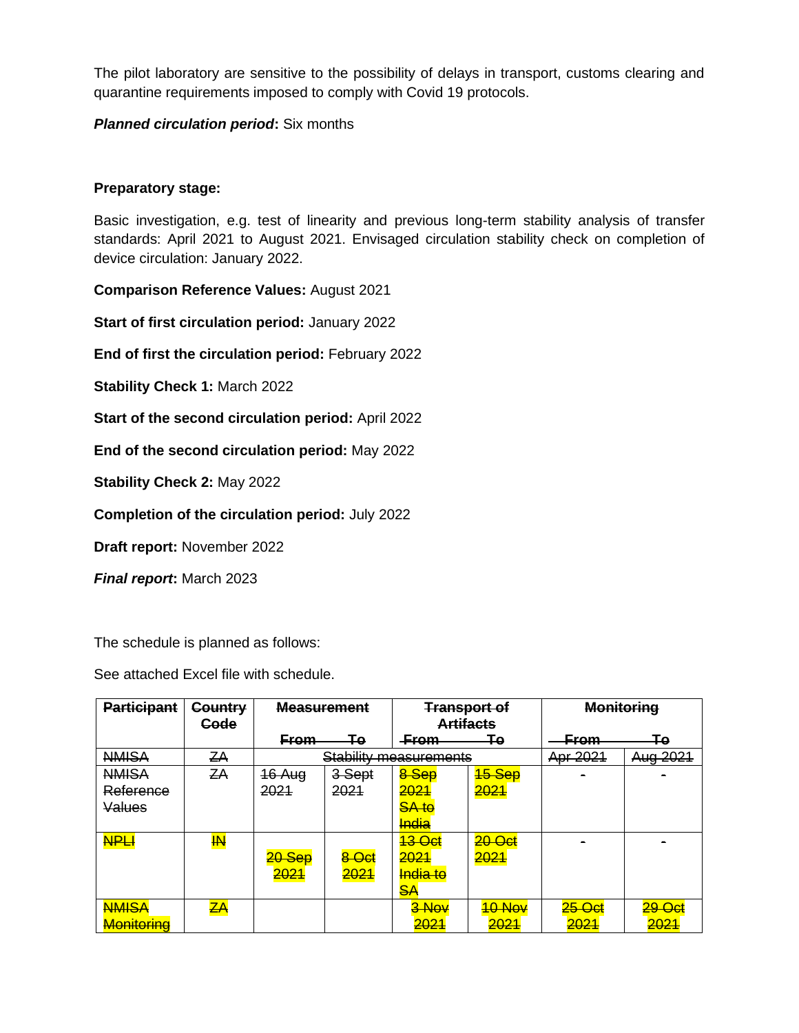The pilot laboratory are sensitive to the possibility of delays in transport, customs clearing and quarantine requirements imposed to comply with Covid 19 protocols.

***Planned circulation period*:** Six months

**Preparatory stage:**

Basic investigation, e.g. test of linearity and previous long-term stability analysis of transfer standards: April 2021 to August 2021. Envisaged circulation stability check on completion of device circulation: January 2022.

**Comparison Reference Values:** August 2021

**Start of first circulation period:** January 2022

**End of first the circulation period:** February 2022

**Stability Check 1:** March 2022

**Start of the second circulation period:** April 2022

**End of the second circulation period:** May 2022

**Stability Check 2:** May 2022

**Completion of the circulation period:** July 2022

**Draft report:** November 2022

***Final report*:** March 2023

The schedule is planned as follows:

See attached Excel file with schedule.

| ~~Participant~~ | ~~Country Code~~ | ~~Measurement~~ | | ~~Transport of Artifacts~~ | | ~~Monitoring~~ | |
|---|---|---|---|---|---|---|---|
| | | ~~From~~ | ~~To~~ | ~~From~~ | ~~To~~ | ~~From~~ | ~~To~~ |
| ~~NMISA~~ | ~~ZA~~ | ~~Stability measurements~~ | | | | ~~Apr 2021~~ | ~~Aug 2021~~ |
| ~~NMISA Reference Values~~ | ~~ZA~~ | ~~16 Aug 2021~~ | ~~3 Sept 2021~~ | ~~8 Sep 2021 SA to India~~ | ~~15 Sep 2021~~ | - | - |
| ~~NPLI~~ | ~~IN~~ | ~~20 Sep 2021~~ | ~~8 Oct 2021~~ | ~~13 Oct 2021 India to SA~~ | ~~20 Oct 2021~~ | - | - |
| ~~NMISA Monitoring~~ | ~~ZA~~ | | | ~~3 Nov 2021~~ | ~~10 Nov 2021~~ | ~~25 Oct 2021~~ | ~~29 Oct 2021~~ |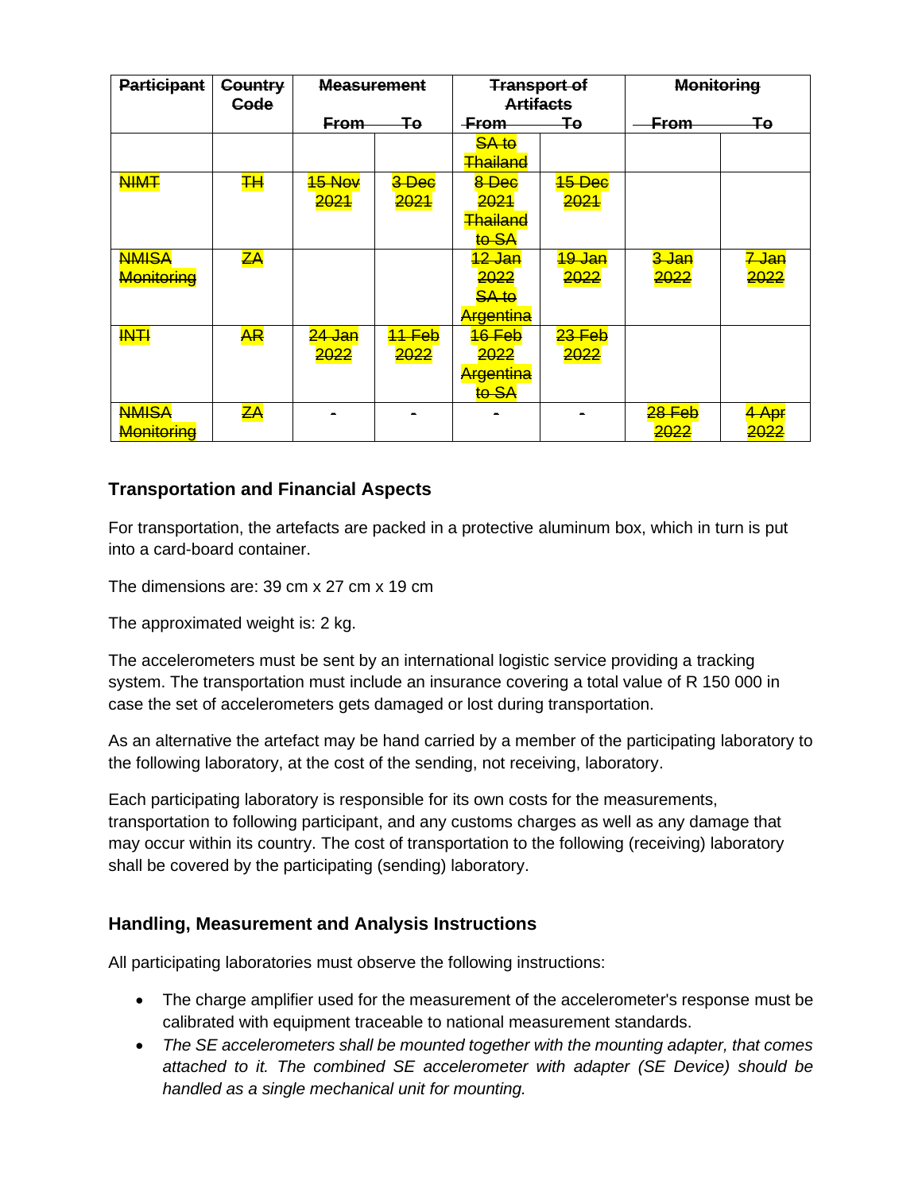| Participant | Country Code | Measurement | | Transport of Artifacts | | Monitoring | |
|---|---|---|---|---|---|---|---|
| | | From | To | From | To | From | To |
| | | | | SA to Thailand | | | |
| NIMT | TH | 15 Nov 2021 | 3 Dec 2021 | 8 Dec 2021 Thailand to SA | 15 Dec 2021 | | |
| NMISA Monitoring | ZA | | | 12 Jan 2022 SA to Argentina | 19 Jan 2022 | 3 Jan 2022 | 7 Jan 2022 |
| INTI | AR | 24 Jan 2022 | 11 Feb 2022 | 16 Feb 2022 Argentina to SA | 23 Feb 2022 | | |
| NMISA Monitoring | ZA | - | - | - | - | 28 Feb 2022 | 4 Apr 2022 |

## Transportation and Financial Aspects

For transportation, the artefacts are packed in a protective aluminum box, which in turn is put into a card-board container.

The dimensions are: 39 cm x 27 cm x 19 cm

The approximated weight is: 2 kg.

The accelerometers must be sent by an international logistic service providing a tracking system. The transportation must include an insurance covering a total value of R 150 000 in case the set of accelerometers gets damaged or lost during transportation.

As an alternative the artefact may be hand carried by a member of the participating laboratory to the following laboratory, at the cost of the sending, not receiving, laboratory.

Each participating laboratory is responsible for its own costs for the measurements, transportation to following participant, and any customs charges as well as any damage that may occur within its country. The cost of transportation to the following (receiving) laboratory shall be covered by the participating (sending) laboratory.

## Handling, Measurement and Analysis Instructions

All participating laboratories must observe the following instructions:

- The charge amplifier used for the measurement of the accelerometer's response must be calibrated with equipment traceable to national measurement standards.
- *The SE accelerometers shall be mounted together with the mounting adapter, that comes attached to it. The combined SE accelerometer with adapter (SE Device) should be handled as a single mechanical unit for mounting.*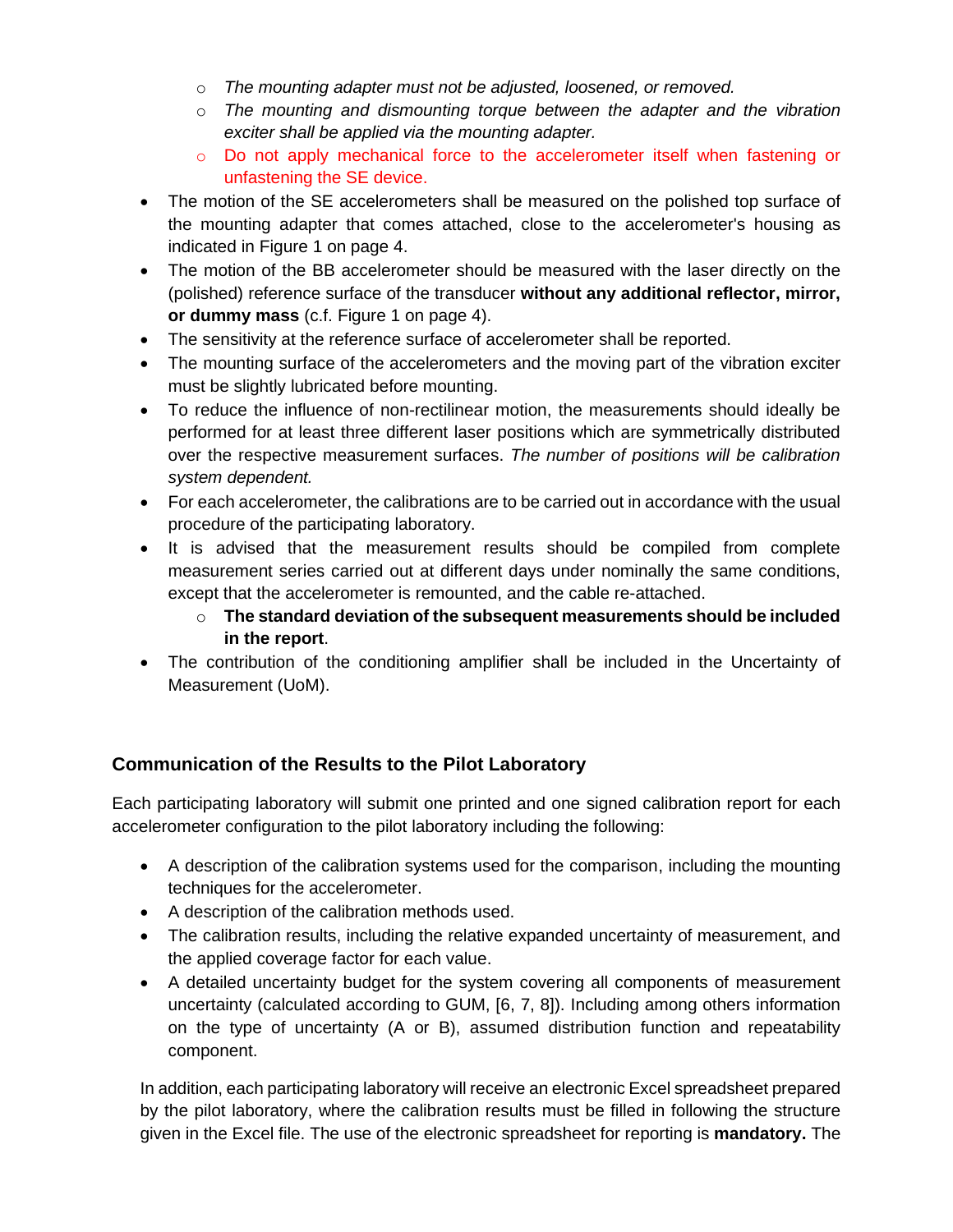- *The mounting adapter must not be adjusted, loosened, or removed.*
    - *The mounting and dismounting torque between the adapter and the vibration exciter shall be applied via the mounting adapter.*
    - Do not apply mechanical force to the accelerometer itself when fastening or unfastening the SE device.
- The motion of the SE accelerometers shall be measured on the polished top surface of the mounting adapter that comes attached, close to the accelerometer's housing as indicated in Figure 1 on page 4.
- The motion of the BB accelerometer should be measured with the laser directly on the (polished) reference surface of the transducer **without any additional reflector, mirror, or dummy mass** (c.f. Figure 1 on page 4).
- The sensitivity at the reference surface of accelerometer shall be reported.
- The mounting surface of the accelerometers and the moving part of the vibration exciter must be slightly lubricated before mounting.
- To reduce the influence of non-rectilinear motion, the measurements should ideally be performed for at least three different laser positions which are symmetrically distributed over the respective measurement surfaces. *The number of positions will be calibration system dependent.*
- For each accelerometer, the calibrations are to be carried out in accordance with the usual procedure of the participating laboratory.
- It is advised that the measurement results should be compiled from complete measurement series carried out at different days under nominally the same conditions, except that the accelerometer is remounted, and the cable re-attached.
    - **The standard deviation of the subsequent measurements should be included in the report**.
- The contribution of the conditioning amplifier shall be included in the Uncertainty of Measurement (UoM).

## Communication of the Results to the Pilot Laboratory

Each participating laboratory will submit one printed and one signed calibration report for each accelerometer configuration to the pilot laboratory including the following:

- A description of the calibration systems used for the comparison, including the mounting techniques for the accelerometer.
- A description of the calibration methods used.
- The calibration results, including the relative expanded uncertainty of measurement, and the applied coverage factor for each value.
- A detailed uncertainty budget for the system covering all components of measurement uncertainty (calculated according to GUM, [6, 7, 8]). Including among others information on the type of uncertainty (A or B), assumed distribution function and repeatability component.

In addition, each participating laboratory will receive an electronic Excel spreadsheet prepared by the pilot laboratory, where the calibration results must be filled in following the structure given in the Excel file. The use of the electronic spreadsheet for reporting is **mandatory.** The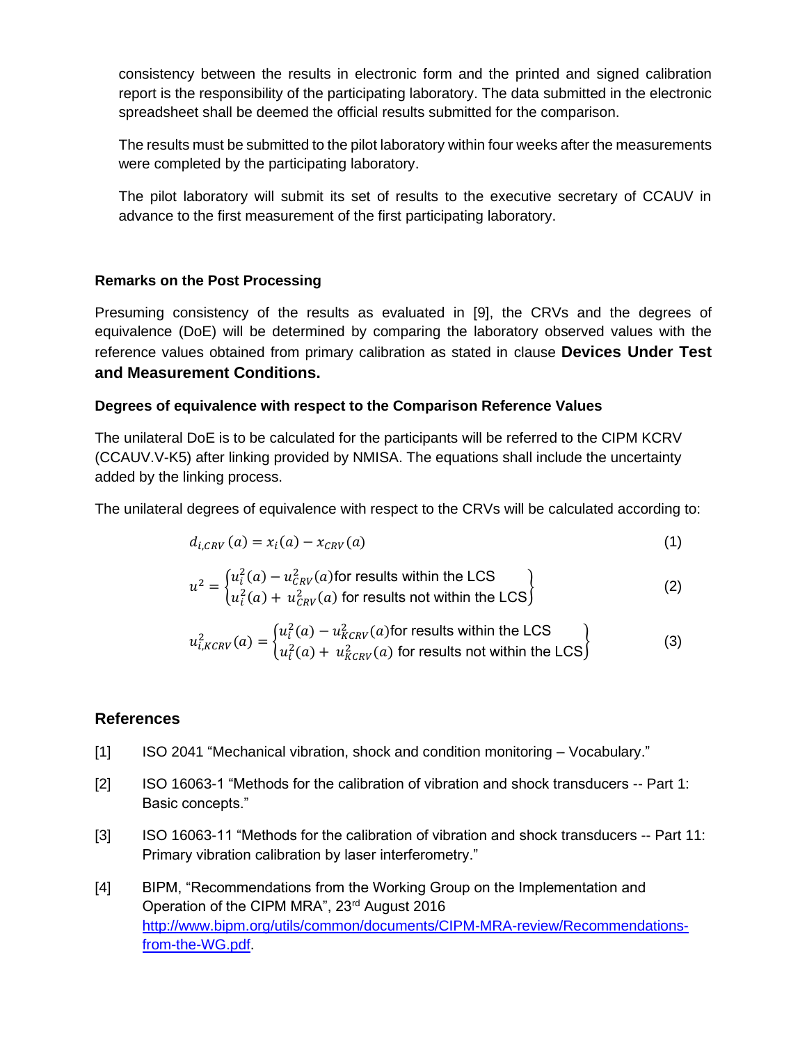consistency between the results in electronic form and the printed and signed calibration report is the responsibility of the participating laboratory. The data submitted in the electronic spreadsheet shall be deemed the official results submitted for the comparison.

The results must be submitted to the pilot laboratory within four weeks after the measurements were completed by the participating laboratory.

The pilot laboratory will submit its set of results to the executive secretary of CCAUV in advance to the first measurement of the first participating laboratory.

### Remarks on the Post Processing

Presuming consistency of the results as evaluated in [9], the CRVs and the degrees of equivalence (DoE) will be determined by comparing the laboratory observed values with the reference values obtained from primary calibration as stated in clause **Devices Under Test and Measurement Conditions.**

### Degrees of equivalence with respect to the Comparison Reference Values

The unilateral DoE is to be calculated for the participants will be referred to the CIPM KCRV (CCAUV.V-K5) after linking provided by NMISA. The equations shall include the uncertainty added by the linking process.

The unilateral degrees of equivalence with respect to the CRVs will be calculated according to:

$$d_{i,CRV}(a) = x_i(a) - x_{CRV}(a) \tag{1}$$

$$u^2 = \begin{cases} u_i^2(a) - u_{CRV}^2(a) \text{ for results within the LCS} \\ u_i^2(a) + u_{CRV}^2(a) \text{ for results not within the LCS} \end{cases} \tag{2}$$

$$u_{i,KCRV}^2(a) = \begin{cases} u_i^2(a) - u_{KCRV}^2(a) \text{ for results within the LCS} \\ u_i^2(a) + u_{KCRV}^2(a) \text{ for results not within the LCS} \end{cases} \tag{3}$$

## References

[1] ISO 2041 "Mechanical vibration, shock and condition monitoring – Vocabulary."

[2] ISO 16063-1 "Methods for the calibration of vibration and shock transducers -- Part 1: Basic concepts."

[3] ISO 16063-11 "Methods for the calibration of vibration and shock transducers -- Part 11: Primary vibration calibration by laser interferometry."

[4] BIPM, "Recommendations from the Working Group on the Implementation and Operation of the CIPM MRA", 23rd August 2016 http://www.bipm.org/utils/common/documents/CIPM-MRA-review/Recommendations-from-the-WG.pdf.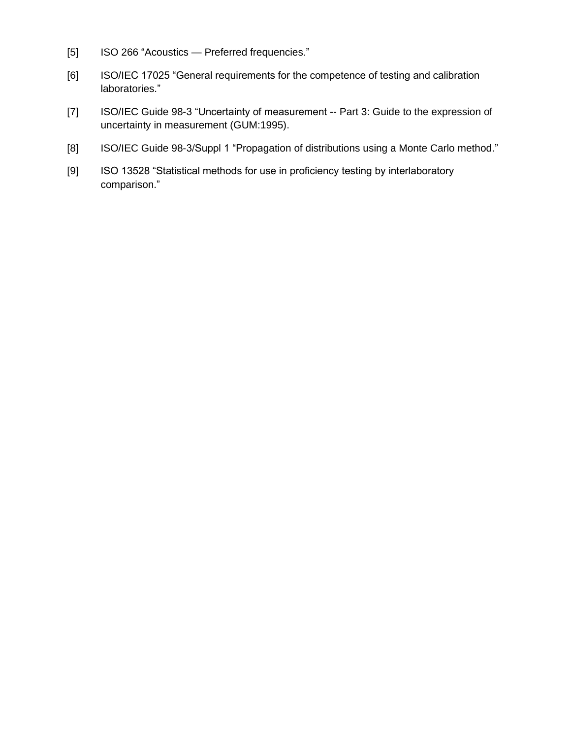[5] ISO 266 “Acoustics — Preferred frequencies.”

[6] ISO/IEC 17025 “General requirements for the competence of testing and calibration laboratories.”

[7] ISO/IEC Guide 98-3 “Uncertainty of measurement -- Part 3: Guide to the expression of uncertainty in measurement (GUM:1995).

[8] ISO/IEC Guide 98-3/Suppl 1 “Propagation of distributions using a Monte Carlo method.”

[9] ISO 13528 “Statistical methods for use in proficiency testing by interlaboratory comparison.”